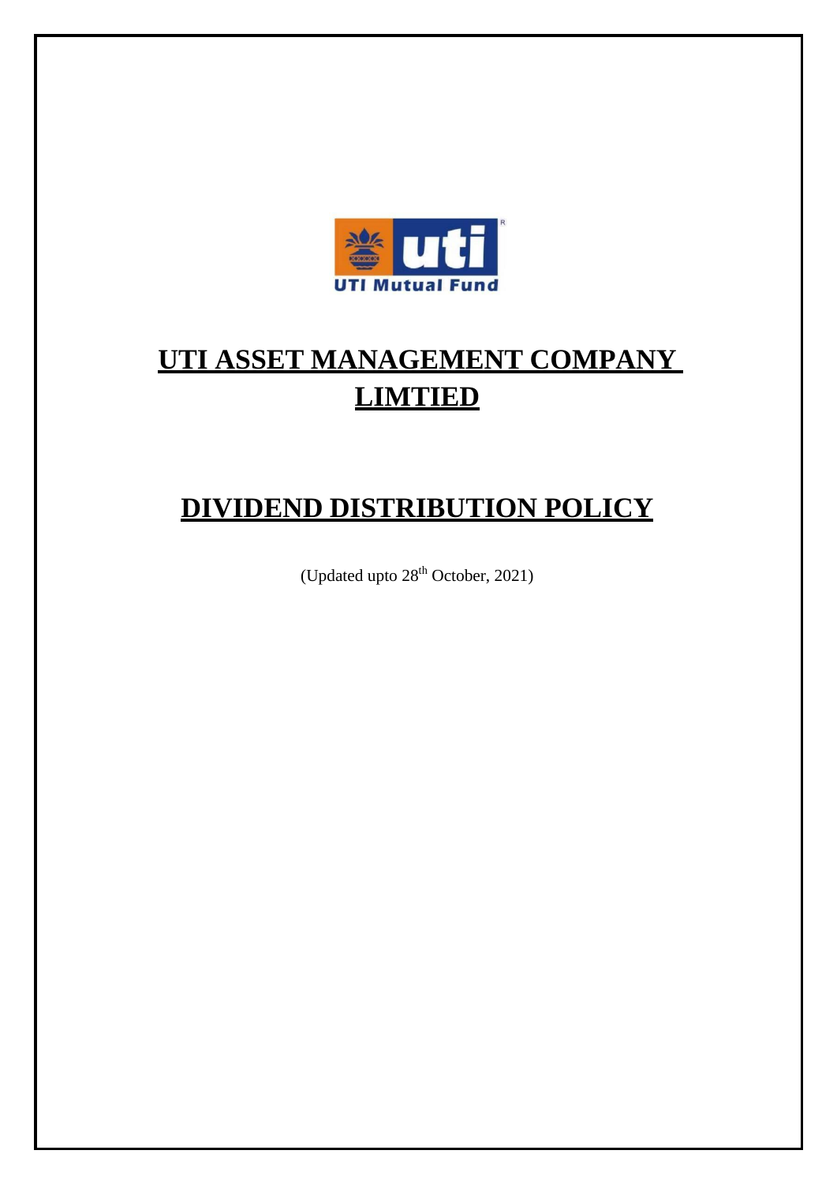# UTI ASSET MANAGEMENT COMPANY LIMTIED

# DIVIDEND DISTRIBUTION POLICY

(Updated upto 28th October, 2021)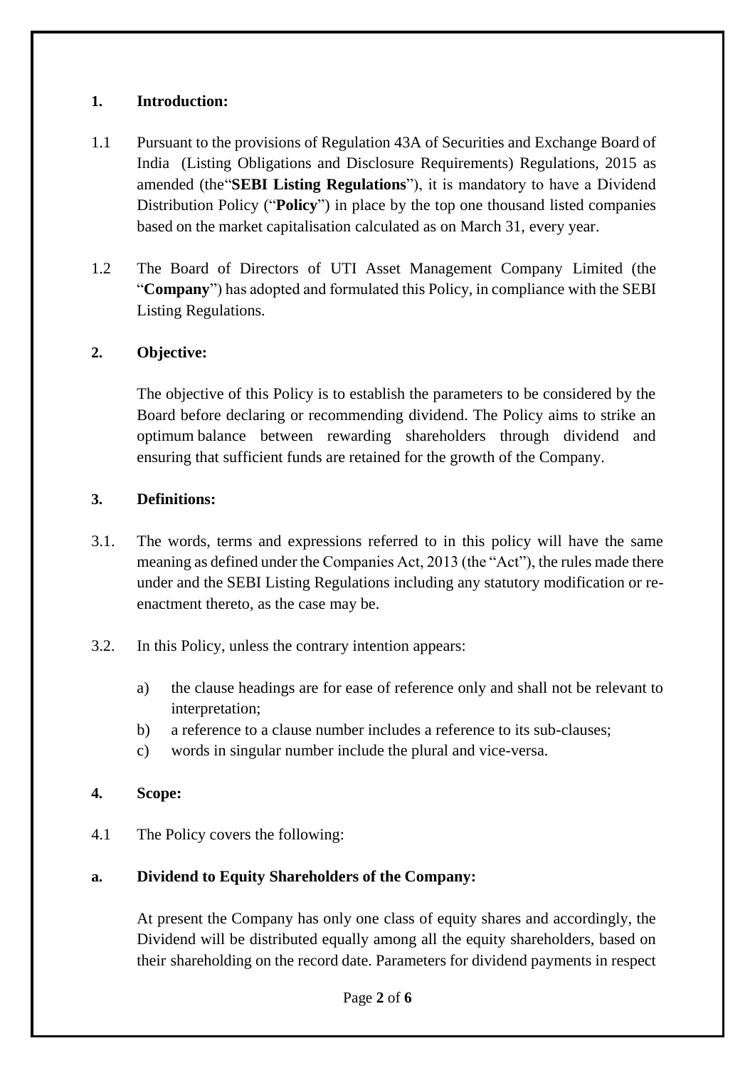## 1. Introduction:

1.1 Pursuant to the provisions of Regulation 43A of Securities and Exchange Board of India (Listing Obligations and Disclosure Requirements) Regulations, 2015 as amended (the"**SEBI Listing Regulations**"), it is mandatory to have a Dividend Distribution Policy ("**Policy**") in place by the top one thousand listed companies based on the market capitalisation calculated as on March 31, every year.

1.2 The Board of Directors of UTI Asset Management Company Limited (the "**Company**") has adopted and formulated this Policy, in compliance with the SEBI Listing Regulations.

## 2. Objective:

The objective of this Policy is to establish the parameters to be considered by the Board before declaring or recommending dividend. The Policy aims to strike an optimum balance between rewarding shareholders through dividend and ensuring that sufficient funds are retained for the growth of the Company.

## 3. Definitions:

3.1. The words, terms and expressions referred to in this policy will have the same meaning as defined under the Companies Act, 2013 (the "Act"), the rules made there under and the SEBI Listing Regulations including any statutory modification or re-enactment thereto, as the case may be.

3.2. In this Policy, unless the contrary intention appears:

a) the clause headings are for ease of reference only and shall not be relevant to interpretation;
b) a reference to a clause number includes a reference to its sub-clauses;
c) words in singular number include the plural and vice-versa.

## 4. Scope:

4.1 The Policy covers the following:

### a. Dividend to Equity Shareholders of the Company:

At present the Company has only one class of equity shares and accordingly, the Dividend will be distributed equally among all the equity shareholders, based on their shareholding on the record date. Parameters for dividend payments in respect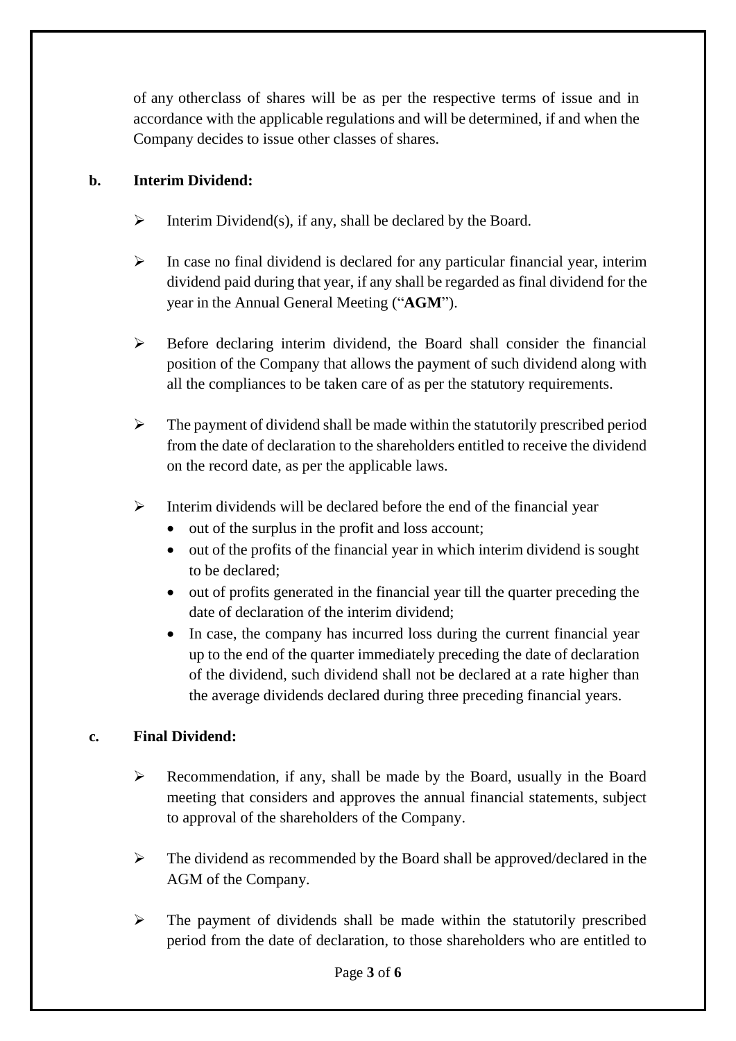of any otherclass of shares will be as per the respective terms of issue and in accordance with the applicable regulations and will be determined, if and when the Company decides to issue other classes of shares.

**b. Interim Dividend:**

- Interim Dividend(s), if any, shall be declared by the Board.

- In case no final dividend is declared for any particular financial year, interim dividend paid during that year, if any shall be regarded as final dividend for the year in the Annual General Meeting ("**AGM**").

- Before declaring interim dividend, the Board shall consider the financial position of the Company that allows the payment of such dividend along with all the compliances to be taken care of as per the statutory requirements.

- The payment of dividend shall be made within the statutorily prescribed period from the date of declaration to the shareholders entitled to receive the dividend on the record date, as per the applicable laws.

- Interim dividends will be declared before the end of the financial year
  - out of the surplus in the profit and loss account;
  - out of the profits of the financial year in which interim dividend is sought to be declared;
  - out of profits generated in the financial year till the quarter preceding the date of declaration of the interim dividend;
  - In case, the company has incurred loss during the current financial year up to the end of the quarter immediately preceding the date of declaration of the dividend, such dividend shall not be declared at a rate higher than the average dividends declared during three preceding financial years.

**c. Final Dividend:**

- Recommendation, if any, shall be made by the Board, usually in the Board meeting that considers and approves the annual financial statements, subject to approval of the shareholders of the Company.

- The dividend as recommended by the Board shall be approved/declared in the AGM of the Company.

- The payment of dividends shall be made within the statutorily prescribed period from the date of declaration, to those shareholders who are entitled to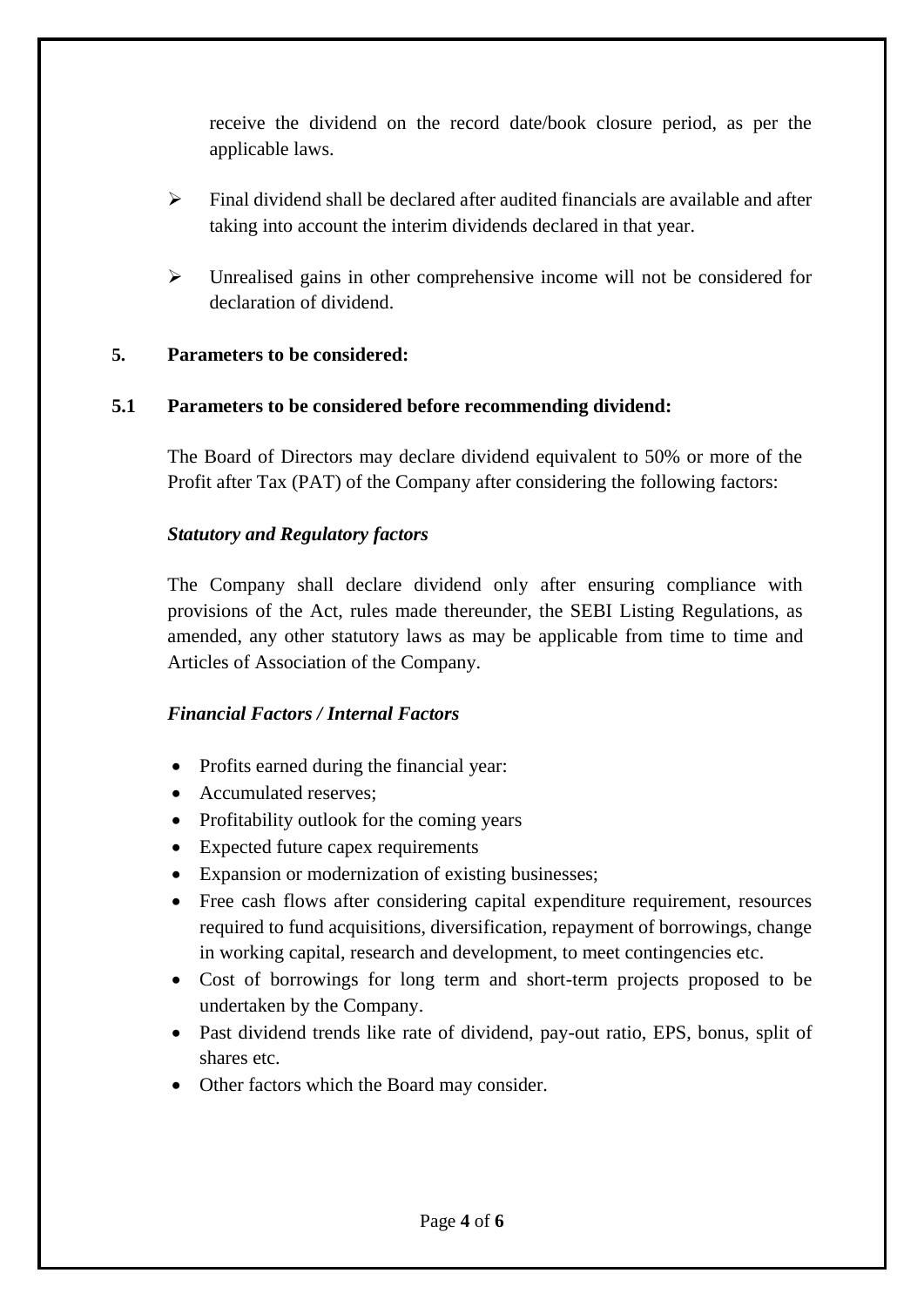receive the dividend on the record date/book closure period, as per the applicable laws.

- Final dividend shall be declared after audited financials are available and after taking into account the interim dividends declared in that year.

- Unrealised gains in other comprehensive income will not be considered for declaration of dividend.

**5. Parameters to be considered:**

**5.1 Parameters to be considered before recommending dividend:**

The Board of Directors may declare dividend equivalent to 50% or more of the Profit after Tax (PAT) of the Company after considering the following factors:

***Statutory and Regulatory factors***

The Company shall declare dividend only after ensuring compliance with provisions of the Act, rules made thereunder, the SEBI Listing Regulations, as amended, any other statutory laws as may be applicable from time to time and Articles of Association of the Company.

***Financial Factors / Internal Factors***

- Profits earned during the financial year:
- Accumulated reserves;
- Profitability outlook for the coming years
- Expected future capex requirements
- Expansion or modernization of existing businesses;
- Free cash flows after considering capital expenditure requirement, resources required to fund acquisitions, diversification, repayment of borrowings, change in working capital, research and development, to meet contingencies etc.
- Cost of borrowings for long term and short-term projects proposed to be undertaken by the Company.
- Past dividend trends like rate of dividend, pay-out ratio, EPS, bonus, split of shares etc.
- Other factors which the Board may consider.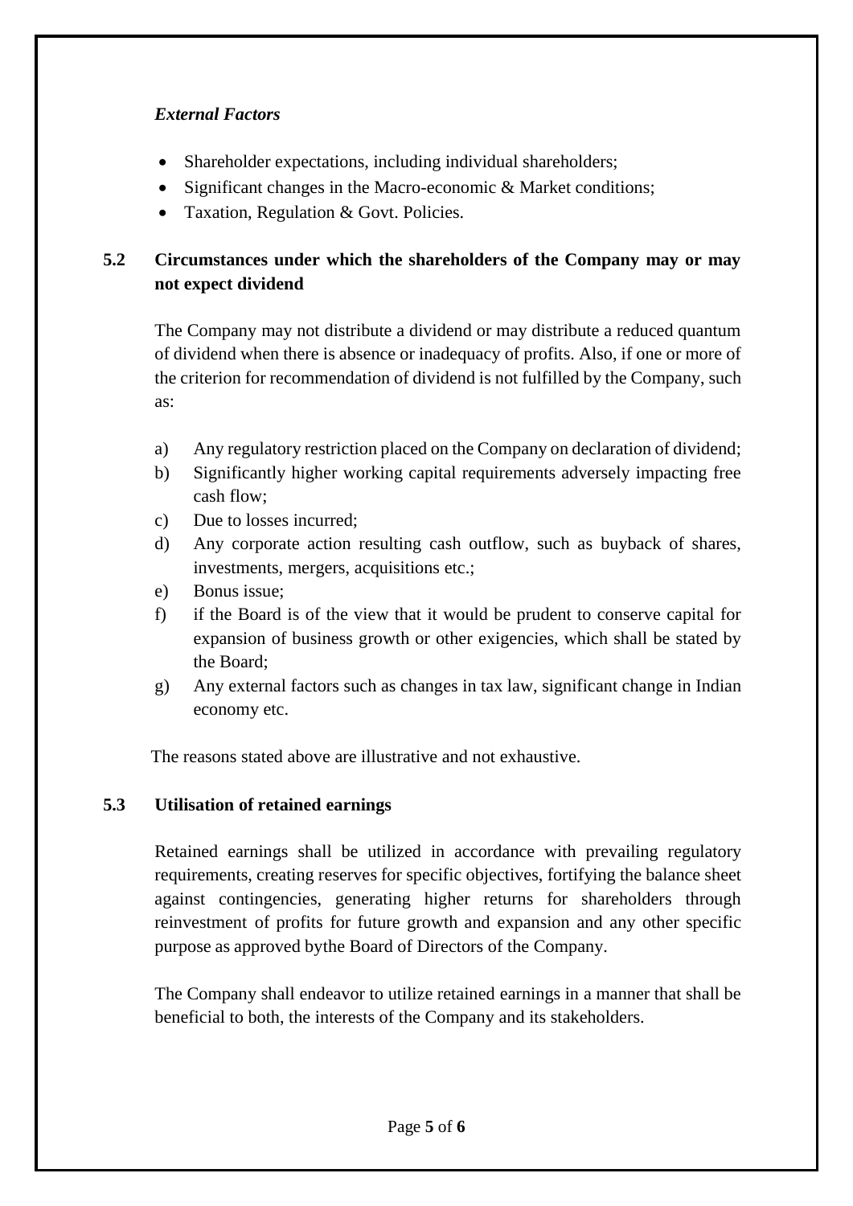*External Factors*

- Shareholder expectations, including individual shareholders;
- Significant changes in the Macro-economic & Market conditions;
- Taxation, Regulation & Govt. Policies.

### 5.2 Circumstances under which the shareholders of the Company may or may not expect dividend

The Company may not distribute a dividend or may distribute a reduced quantum of dividend when there is absence or inadequacy of profits. Also, if one or more of the criterion for recommendation of dividend is not fulfilled by the Company, such as:

a) Any regulatory restriction placed on the Company on declaration of dividend;
b) Significantly higher working capital requirements adversely impacting free cash flow;
c) Due to losses incurred;
d) Any corporate action resulting cash outflow, such as buyback of shares, investments, mergers, acquisitions etc.;
e) Bonus issue;
f) if the Board is of the view that it would be prudent to conserve capital for expansion of business growth or other exigencies, which shall be stated by the Board;
g) Any external factors such as changes in tax law, significant change in Indian economy etc.

The reasons stated above are illustrative and not exhaustive.

### 5.3 Utilisation of retained earnings

Retained earnings shall be utilized in accordance with prevailing regulatory requirements, creating reserves for specific objectives, fortifying the balance sheet against contingencies, generating higher returns for shareholders through reinvestment of profits for future growth and expansion and any other specific purpose as approved bythe Board of Directors of the Company.

The Company shall endeavor to utilize retained earnings in a manner that shall be beneficial to both, the interests of the Company and its stakeholders.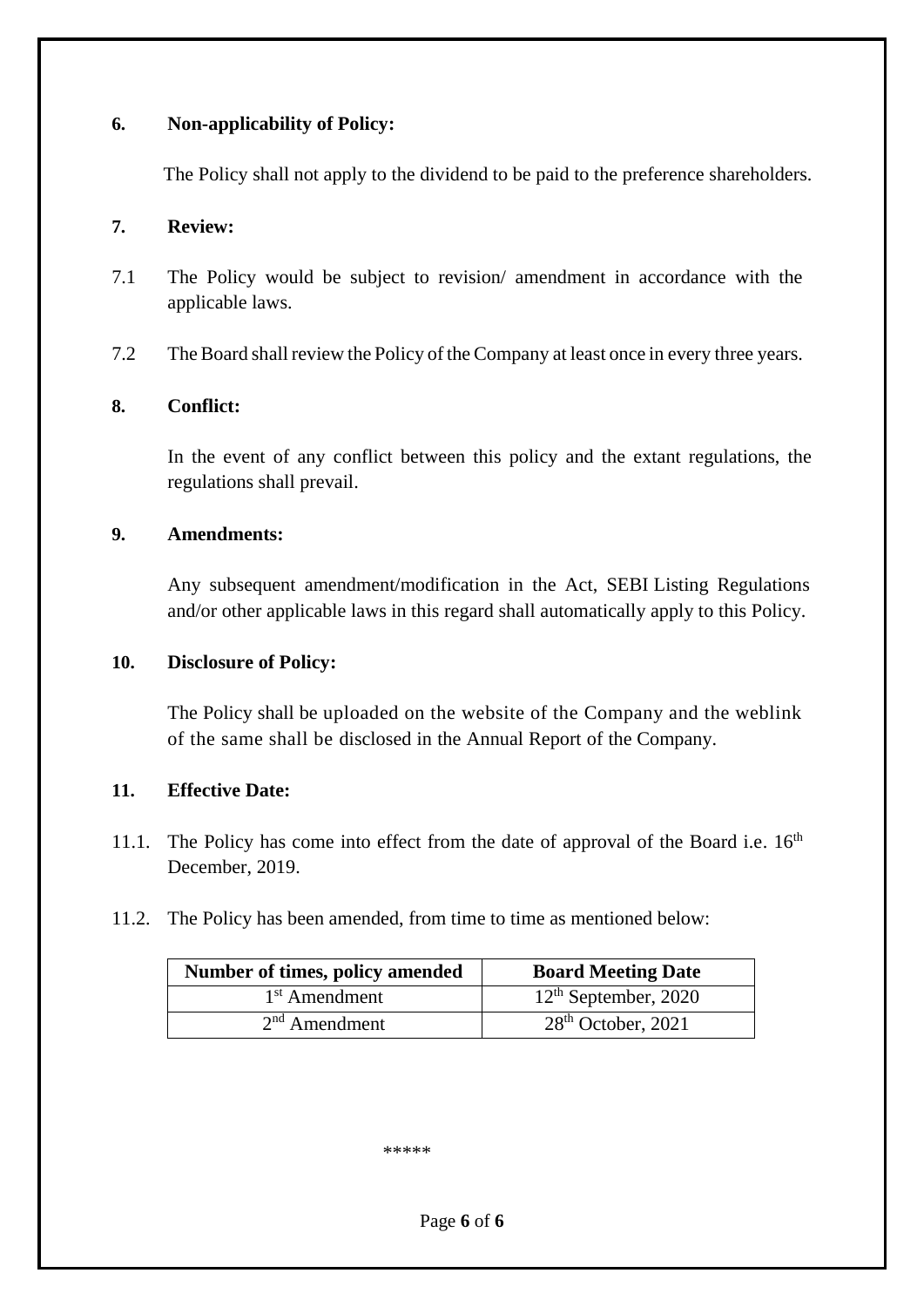## 6. Non-applicability of Policy:

The Policy shall not apply to the dividend to be paid to the preference shareholders.

## 7. Review:

7.1 The Policy would be subject to revision/ amendment in accordance with the applicable laws.

7.2 The Board shall review the Policy of the Company at least once in every three years.

## 8. Conflict:

In the event of any conflict between this policy and the extant regulations, the regulations shall prevail.

## 9. Amendments:

Any subsequent amendment/modification in the Act, SEBI Listing Regulations and/or other applicable laws in this regard shall automatically apply to this Policy.

## 10. Disclosure of Policy:

The Policy shall be uploaded on the website of the Company and the weblink of the same shall be disclosed in the Annual Report of the Company.

## 11. Effective Date:

11.1. The Policy has come into effect from the date of approval of the Board i.e. 16th December, 2019.

11.2. The Policy has been amended, from time to time as mentioned below:

| Number of times, policy amended | Board Meeting Date |
|---|---|
| 1st Amendment | 12th September, 2020 |
| 2nd Amendment | 28th October, 2021 |

*****